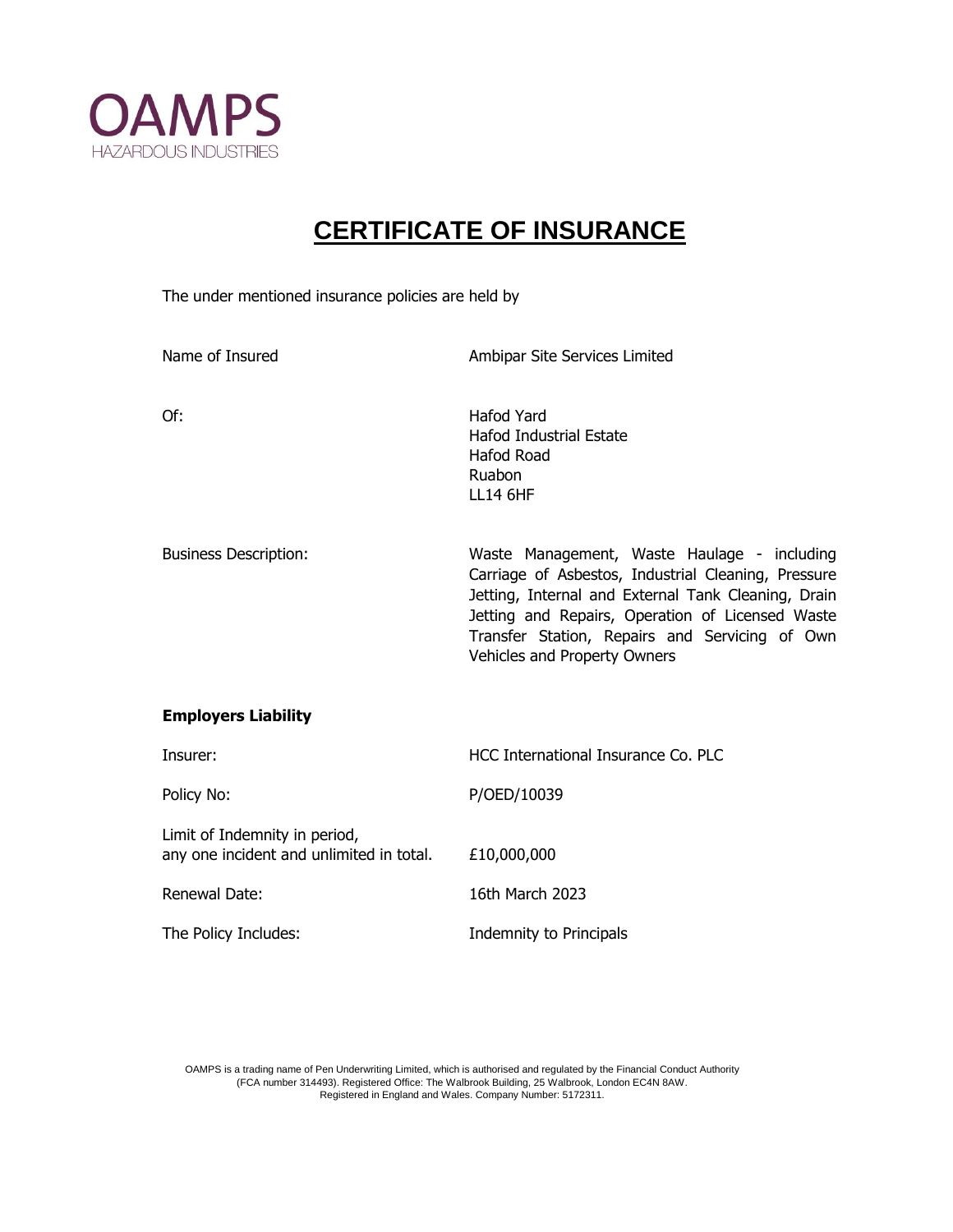OAMPS
HAZARDOUS INDUSTRIES

# CERTIFICATE OF INSURANCE

The under mentioned insurance policies are held by

| | |
|---|---|
| Name of Insured | Ambipar Site Services Limited |
| Of: | Hafod Yard<br>Hafod Industrial Estate<br>Hafod Road<br>Ruabon<br>LL14 6HF |
| Business Description: | Waste Management, Waste Haulage - including Carriage of Asbestos, Industrial Cleaning, Pressure Jetting, Internal and External Tank Cleaning, Drain Jetting and Repairs, Operation of Licensed Waste Transfer Station, Repairs and Servicing of Own Vehicles and Property Owners |

**Employers Liability**

| | |
|---|---|
| Insurer: | HCC International Insurance Co. PLC |
| Policy No: | P/OED/10039 |
| Limit of Indemnity in period, any one incident and unlimited in total. | £10,000,000 |
| Renewal Date: | 16th March 2023 |
| The Policy Includes: | Indemnity to Principals |

OAMPS is a trading name of Pen Underwriting Limited, which is authorised and regulated by the Financial Conduct Authority (FCA number 314493). Registered Office: The Walbrook Building, 25 Walbrook, London EC4N 8AW. Registered in England and Wales. Company Number: 5172311.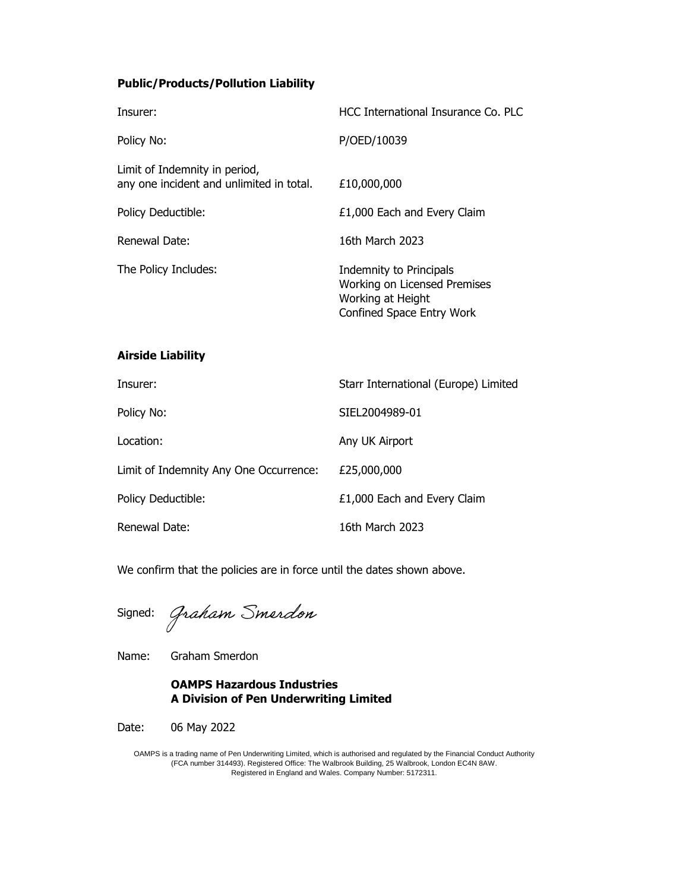**Public/Products/Pollution Liability**

| | |
|---|---|
| Insurer: | HCC International Insurance Co. PLC |
| Policy No: | P/OED/10039 |
| Limit of Indemnity in period, any one incident and unlimited in total. | £10,000,000 |
| Policy Deductible: | £1,000 Each and Every Claim |
| Renewal Date: | 16th March 2023 |
| The Policy Includes: | Indemnity to Principals<br>Working on Licensed Premises<br>Working at Height<br>Confined Space Entry Work |

**Airside Liability**

| | |
|---|---|
| Insurer: | Starr International (Europe) Limited |
| Policy No: | SIEL2004989-01 |
| Location: | Any UK Airport |
| Limit of Indemnity Any One Occurrence: | £25,000,000 |
| Policy Deductible: | £1,000 Each and Every Claim |
| Renewal Date: | 16th March 2023 |

We confirm that the policies are in force until the dates shown above.

Signed: Graham Smerdon

Name: Graham Smerdon

**OAMPS Hazardous Industries**
**A Division of Pen Underwriting Limited**

Date: 06 May 2022

OAMPS is a trading name of Pen Underwriting Limited, which is authorised and regulated by the Financial Conduct Authority (FCA number 314493). Registered Office: The Walbrook Building, 25 Walbrook, London EC4N 8AW. Registered in England and Wales. Company Number: 5172311.